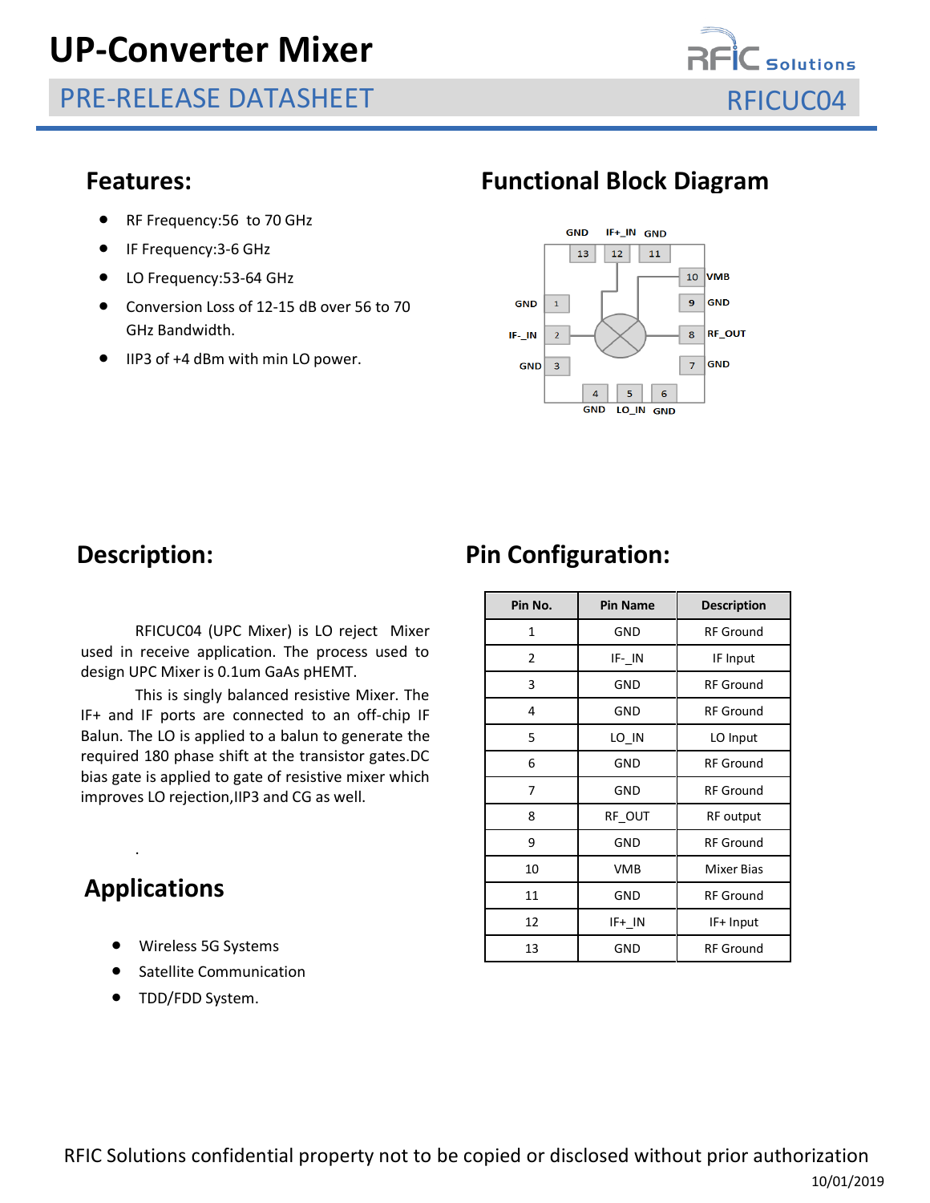# UP-Converter Mixer

## PRE-RELEASE DATASHEET

RFICUC04

## Features:

- RF Frequency:56 to 70 GHz
- IF Frequency:3-6 GHz
- LO Frequency:53-64 GHz
- Conversion Loss of 12-15 dB over 56 to 70 GHz Bandwidth.
- IIP3 of +4 dBm with min LO power.

## Functional Block Diagram

GND IF+_IN GND

13 12 11

10 VMB

GND 1 9 GND

IF-_IN 2 8 RF_OUT

GND 3 7 GND

4 5 6

GND LO_IN GND

## Description:

RFICUC04 (UPC Mixer) is LO reject Mixer used in receive application. The process used to design UPC Mixer is 0.1um GaAs pHEMT.

This is singly balanced resistive Mixer. The IF+ and IF ports are connected to an off-chip IF Balun. The LO is applied to a balun to generate the required 180 phase shift at the transistor gates.DC bias gate is applied to gate of resistive mixer which improves LO rejection,IIP3 and CG as well.

.

## Applications

- Wireless 5G Systems
- Satellite Communication
- TDD/FDD System.

## Pin Configuration:

| Pin No. | Pin Name | Description |
|---|---|---|
| 1 | GND | RF Ground |
| 2 | IF-_IN | IF Input |
| 3 | GND | RF Ground |
| 4 | GND | RF Ground |
| 5 | LO_IN | LO Input |
| 6 | GND | RF Ground |
| 7 | GND | RF Ground |
| 8 | RF_OUT | RF output |
| 9 | GND | RF Ground |
| 10 | VMB | Mixer Bias |
| 11 | GND | RF Ground |
| 12 | IF+_IN | IF+ Input |
| 13 | GND | RF Ground |

RFIC Solutions confidential property not to be copied or disclosed without prior authorization

10/01/2019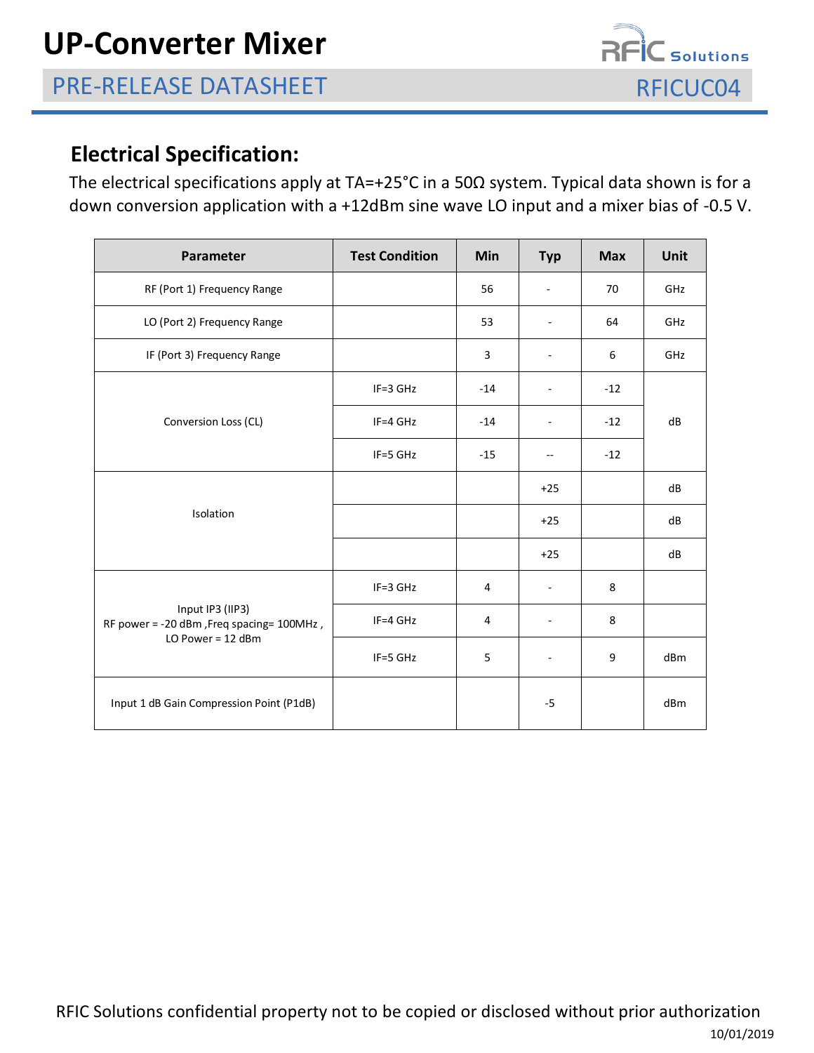## Electrical Specification:

The electrical specifications apply at TA=+25°C in a 50Ω system. Typical data shown is for a down conversion application with a +12dBm sine wave LO input and a mixer bias of -0.5 V.

| Parameter | Test Condition | Min | Typ | Max | Unit |
|---|---|---|---|---|---|
| RF (Port 1) Frequency Range | | 56 | - | 70 | GHz |
| LO (Port 2) Frequency Range | | 53 | - | 64 | GHz |
| IF (Port 3) Frequency Range | | 3 | - | 6 | GHz |
| Conversion Loss (CL) | IF=3 GHz | -14 | - | -12 | dB |
| | IF=4 GHz | -14 | - | -12 | |
| | IF=5 GHz | -15 | -- | -12 | |
| Isolation | | | +25 | | dB |
| | | | +25 | | dB |
| | | | +25 | | dB |
| Input IP3 (IIP3) RF power = -20 dBm ,Freq spacing= 100MHz , LO Power = 12 dBm | IF=3 GHz | 4 | - | 8 | |
| | IF=4 GHz | 4 | - | 8 | |
| | IF=5 GHz | 5 | - | 9 | dBm |
| Input 1 dB Gain Compression Point (P1dB) | | | -5 | | dBm |

RFIC Solutions confidential property not to be copied or disclosed without prior authorization

10/01/2019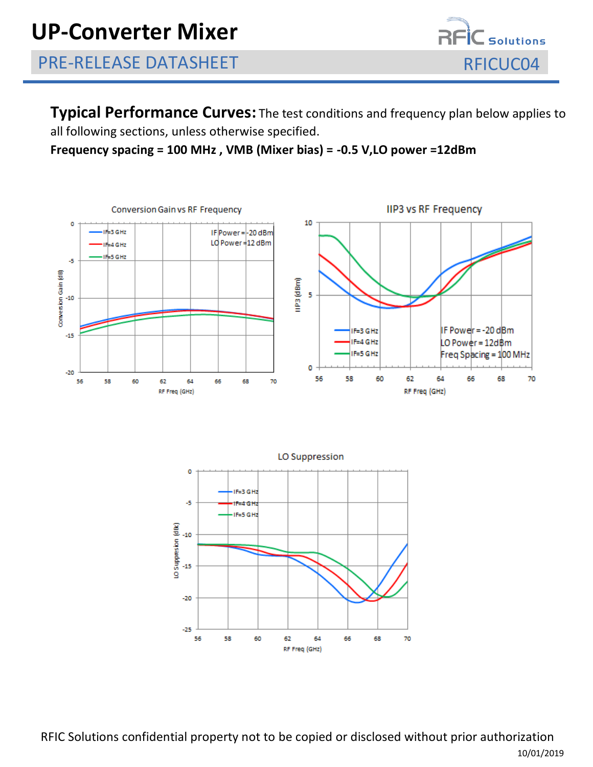**Typical Performance Curves:** The test conditions and frequency plan below applies to all following sections, unless otherwise specified.

**Frequency spacing = 100 MHz , VMB (Mixer bias) = -0.5 V,LO power =12dBm**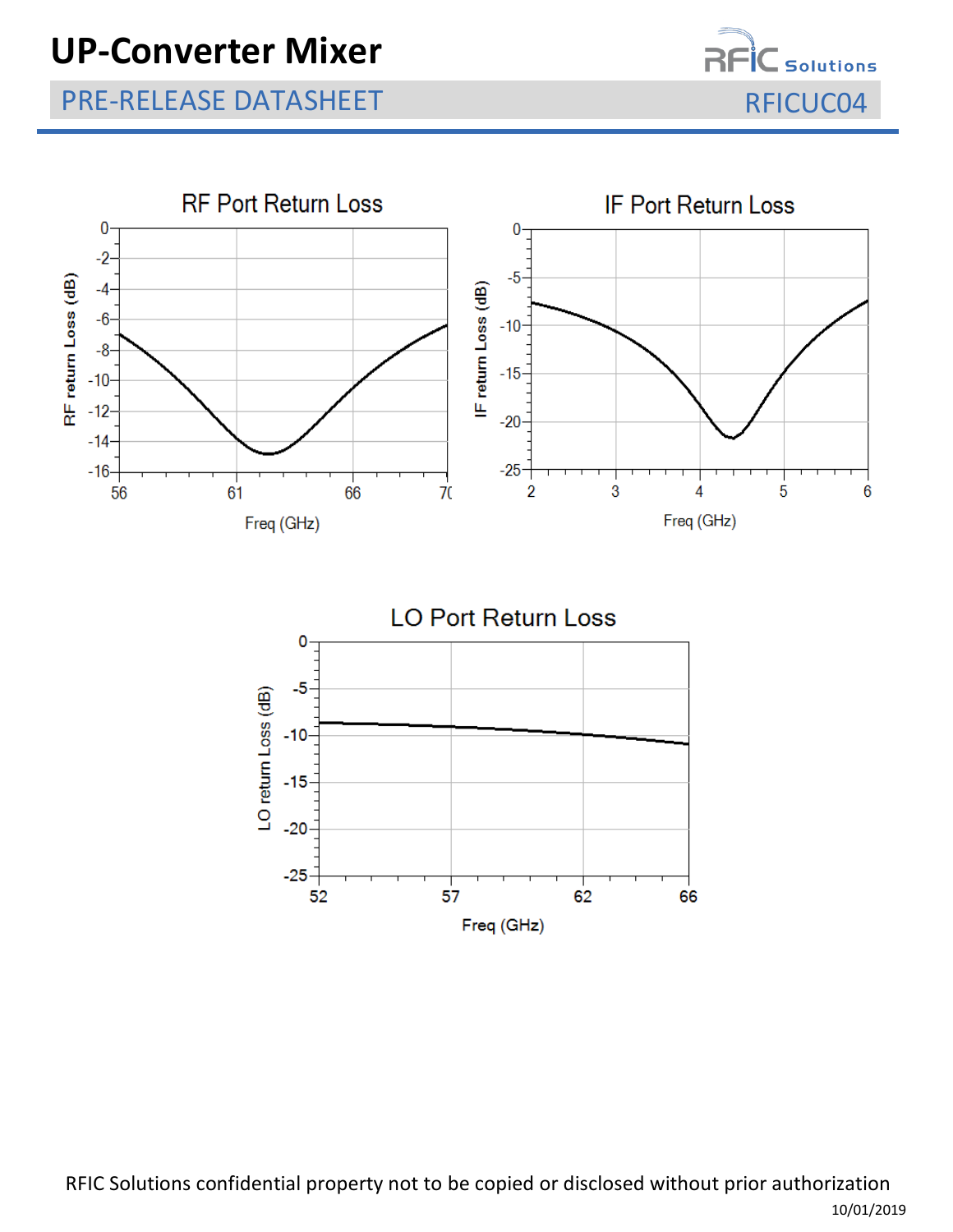RF Port Return Loss

IF Port Return Loss

LO Port Return Loss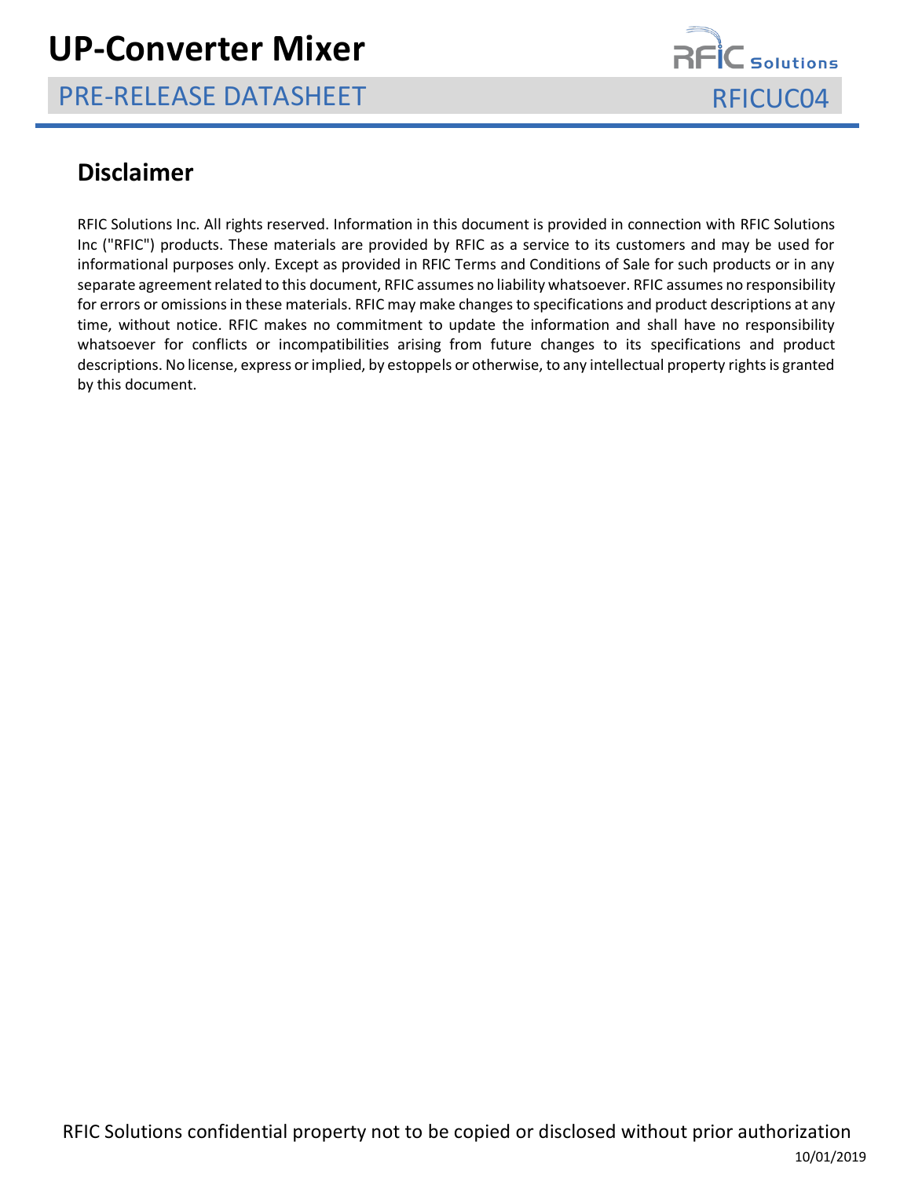## Disclaimer

RFIC Solutions Inc. All rights reserved. Information in this document is provided in connection with RFIC Solutions Inc ("RFIC") products. These materials are provided by RFIC as a service to its customers and may be used for informational purposes only. Except as provided in RFIC Terms and Conditions of Sale for such products or in any separate agreement related to this document, RFIC assumes no liability whatsoever. RFIC assumes no responsibility for errors or omissions in these materials. RFIC may make changes to specifications and product descriptions at any time, without notice. RFIC makes no commitment to update the information and shall have no responsibility whatsoever for conflicts or incompatibilities arising from future changes to its specifications and product descriptions. No license, express or implied, by estoppels or otherwise, to any intellectual property rights is granted by this document.